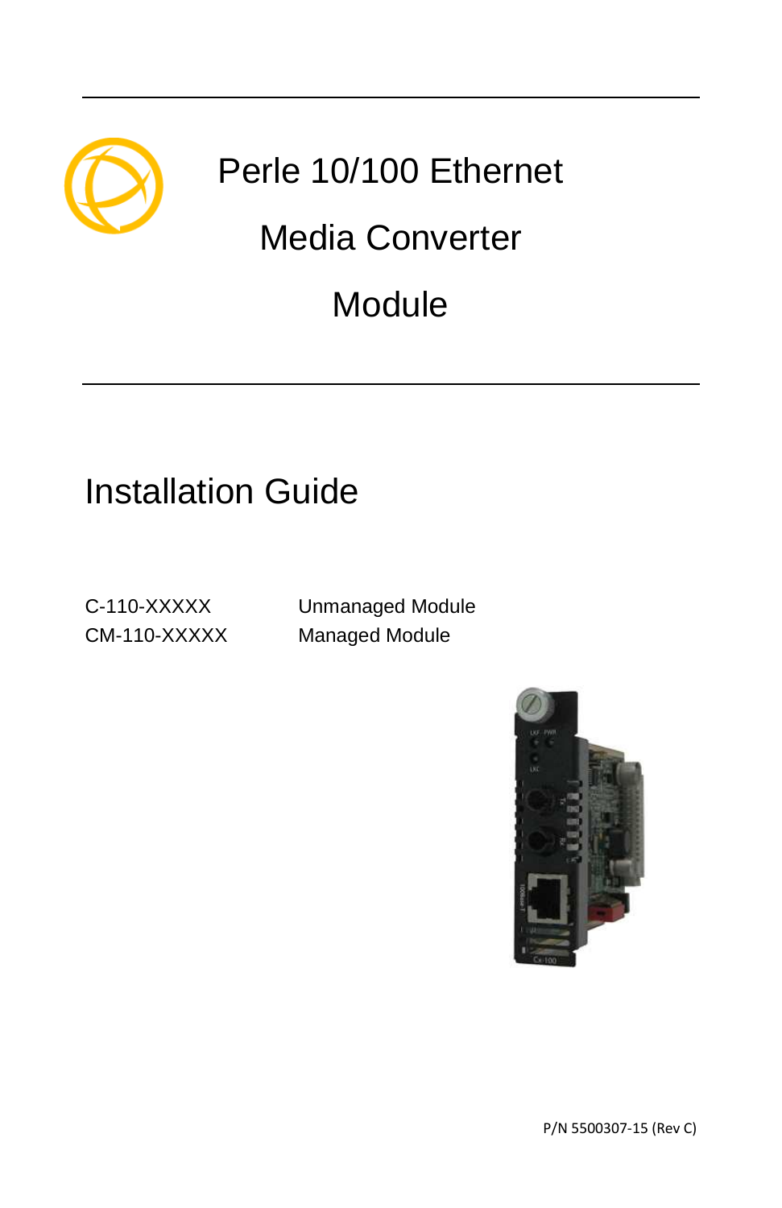# Perle 10/100 Ethernet Media Converter Module

## Installation Guide

| | |
|---|---|
| C-110-XXXXX | Unmanaged Module |
| CM-110-XXXXX | Managed Module |

P/N 5500307-15 (Rev C)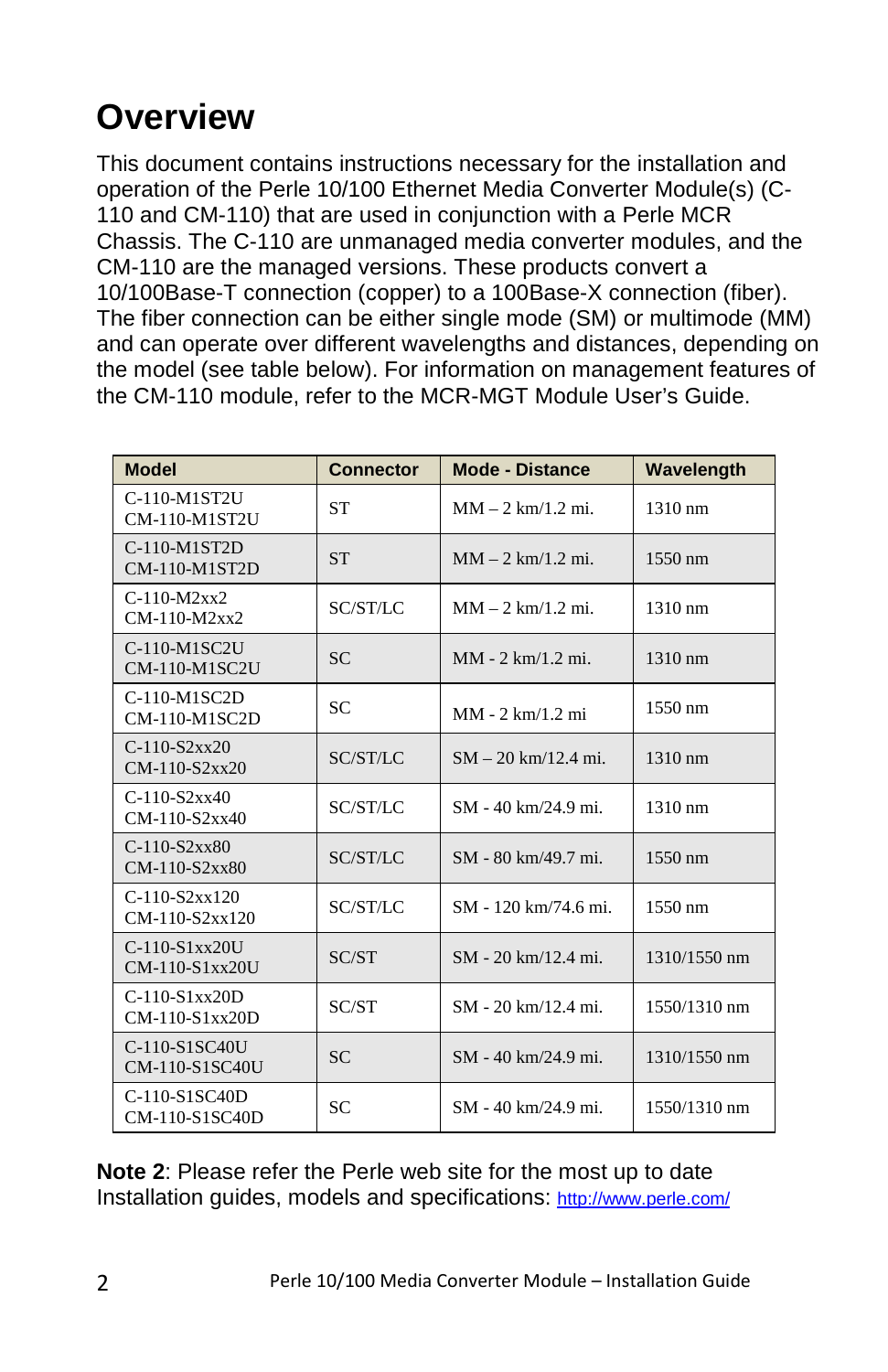# Overview

This document contains instructions necessary for the installation and operation of the Perle 10/100 Ethernet Media Converter Module(s) (C-110 and CM-110) that are used in conjunction with a Perle MCR Chassis. The C-110 are unmanaged media converter modules, and the CM-110 are the managed versions. These products convert a 10/100Base-T connection (copper) to a 100Base-X connection (fiber). The fiber connection can be either single mode (SM) or multimode (MM) and can operate over different wavelengths and distances, depending on the model (see table below). For information on management features of the CM-110 module, refer to the MCR-MGT Module User's Guide.

| Model | Connector | Mode - Distance | Wavelength |
|---|---|---|---|
| C-110-M1ST2U<br>CM-110-M1ST2U | ST | MM – 2 km/1.2 mi. | 1310 nm |
| C-110-M1ST2D<br>CM-110-M1ST2D | ST | MM – 2 km/1.2 mi. | 1550 nm |
| C-110-M2xx2<br>CM-110-M2xx2 | SC/ST/LC | MM – 2 km/1.2 mi. | 1310 nm |
| C-110-M1SC2U<br>CM-110-M1SC2U | SC | MM - 2 km/1.2 mi. | 1310 nm |
| C-110-M1SC2D<br>CM-110-M1SC2D | SC | MM - 2 km/1.2 mi | 1550 nm |
| C-110-S2xx20<br>CM-110-S2xx20 | SC/ST/LC | SM – 20 km/12.4 mi. | 1310 nm |
| C-110-S2xx40<br>CM-110-S2xx40 | SC/ST/LC | SM - 40 km/24.9 mi. | 1310 nm |
| C-110-S2xx80<br>CM-110-S2xx80 | SC/ST/LC | SM - 80 km/49.7 mi. | 1550 nm |
| C-110-S2xx120<br>CM-110-S2xx120 | SC/ST/LC | SM - 120 km/74.6 mi. | 1550 nm |
| C-110-S1xx20U<br>CM-110-S1xx20U | SC/ST | SM - 20 km/12.4 mi. | 1310/1550 nm |
| C-110-S1xx20D<br>CM-110-S1xx20D | SC/ST | SM - 20 km/12.4 mi. | 1550/1310 nm |
| C-110-S1SC40U<br>CM-110-S1SC40U | SC | SM - 40 km/24.9 mi. | 1310/1550 nm |
| C-110-S1SC40D<br>CM-110-S1SC40D | SC | SM - 40 km/24.9 mi. | 1550/1310 nm |

**Note 2**: Please refer the Perle web site for the most up to date Installation guides, models and specifications: http://www.perle.com/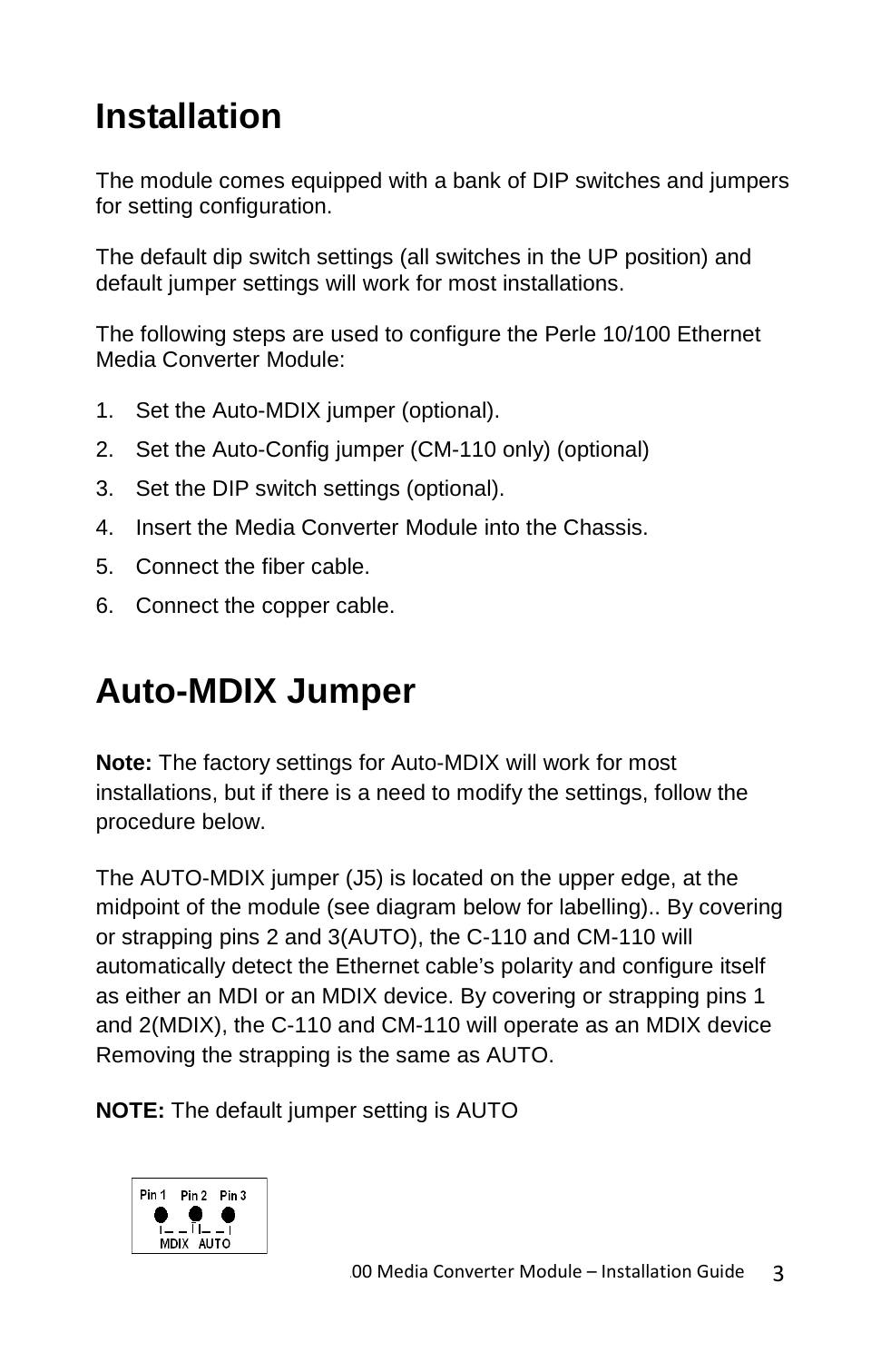# Installation

The module comes equipped with a bank of DIP switches and jumpers for setting configuration.

The default dip switch settings (all switches in the UP position) and default jumper settings will work for most installations.

The following steps are used to configure the Perle 10/100 Ethernet Media Converter Module:

1. Set the Auto-MDIX jumper (optional).
2. Set the Auto-Config jumper (CM-110 only) (optional)
3. Set the DIP switch settings (optional).
4. Insert the Media Converter Module into the Chassis.
5. Connect the fiber cable.
6. Connect the copper cable.

# Auto-MDIX Jumper

**Note:** The factory settings for Auto-MDIX will work for most installations, but if there is a need to modify the settings, follow the procedure below.

The AUTO-MDIX jumper (J5) is located on the upper edge, at the midpoint of the module (see diagram below for labelling).. By covering or strapping pins 2 and 3(AUTO), the C-110 and CM-110 will automatically detect the Ethernet cable's polarity and configure itself as either an MDI or an MDIX device. By covering or strapping pins 1 and 2(MDIX), the C-110 and CM-110 will operate as an MDIX device Removing the strapping is the same as AUTO.

**NOTE:** The default jumper setting is AUTO

Pin 1 Pin 2 Pin 3

MDIX AUTO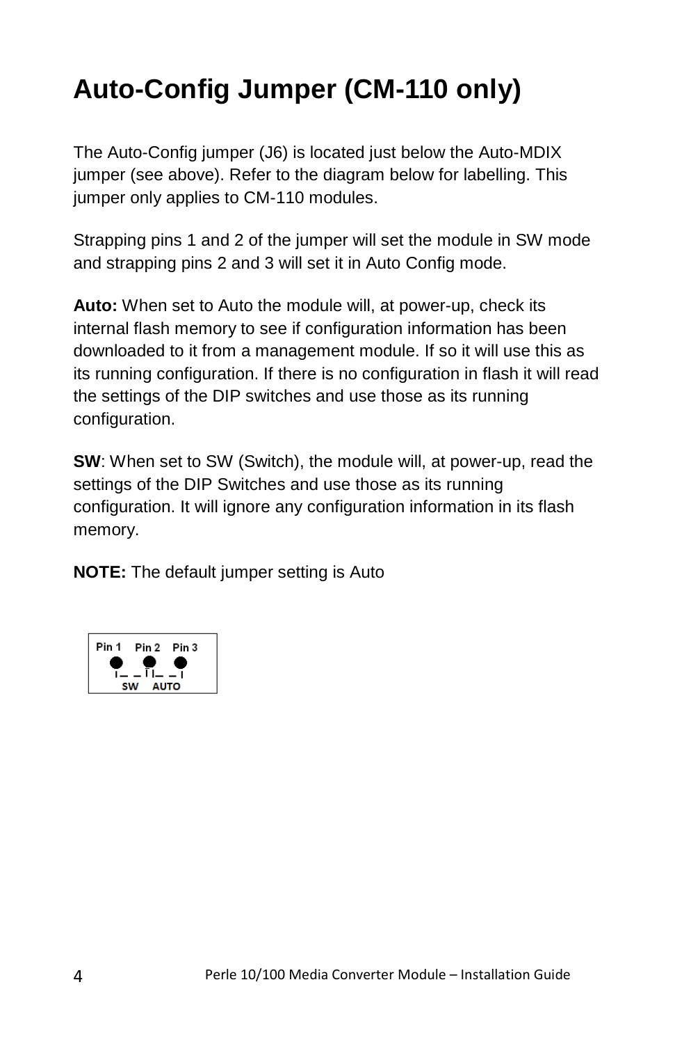# Auto-Config Jumper (CM-110 only)

The Auto-Config jumper (J6) is located just below the Auto-MDIX jumper (see above). Refer to the diagram below for labelling. This jumper only applies to CM-110 modules.

Strapping pins 1 and 2 of the jumper will set the module in SW mode and strapping pins 2 and 3 will set it in Auto Config mode.

**Auto:** When set to Auto the module will, at power-up, check its internal flash memory to see if configuration information has been downloaded to it from a management module. If so it will use this as its running configuration. If there is no configuration in flash it will read the settings of the DIP switches and use those as its running configuration.

**SW**: When set to SW (Switch), the module will, at power-up, read the settings of the DIP Switches and use those as its running configuration. It will ignore any configuration information in its flash memory.

**NOTE:** The default jumper setting is Auto

Pin 1 Pin 2 Pin 3

SW AUTO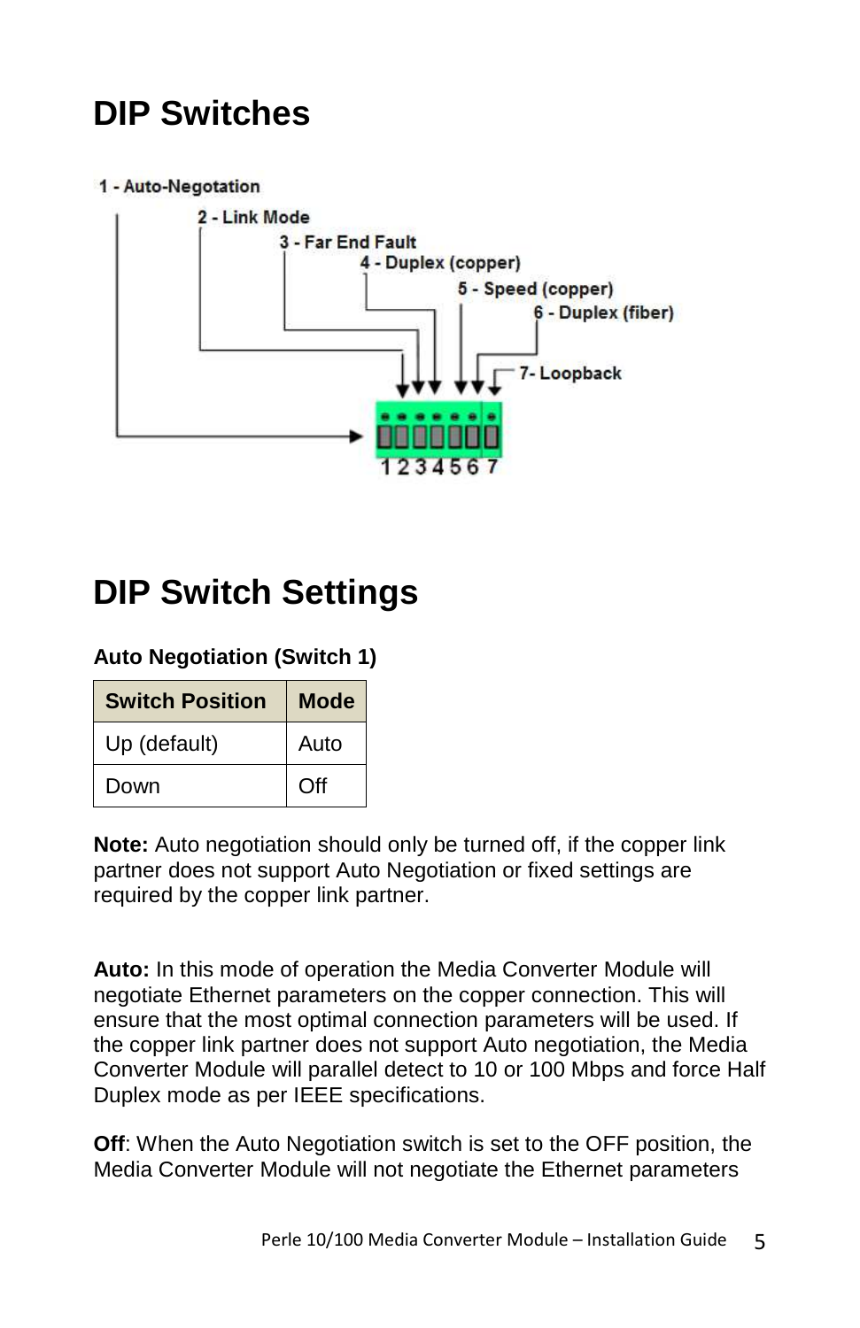# DIP Switches

1 - Auto-Negotation

2 - Link Mode

3 - Far End Fault

4 - Duplex (copper)

5 - Speed (copper)

6 - Duplex (fiber)

7- Loopback

1 2 3 4 5 6 7

# DIP Switch Settings

**Auto Negotiation (Switch 1)**

| Switch Position | Mode |
|---|---|
| Up (default) | Auto |
| Down | Off |

**Note:** Auto negotiation should only be turned off, if the copper link partner does not support Auto Negotiation or fixed settings are required by the copper link partner.

**Auto:** In this mode of operation the Media Converter Module will negotiate Ethernet parameters on the copper connection. This will ensure that the most optimal connection parameters will be used. If the copper link partner does not support Auto negotiation, the Media Converter Module will parallel detect to 10 or 100 Mbps and force Half Duplex mode as per IEEE specifications.

**Off**: When the Auto Negotiation switch is set to the OFF position, the Media Converter Module will not negotiate the Ethernet parameters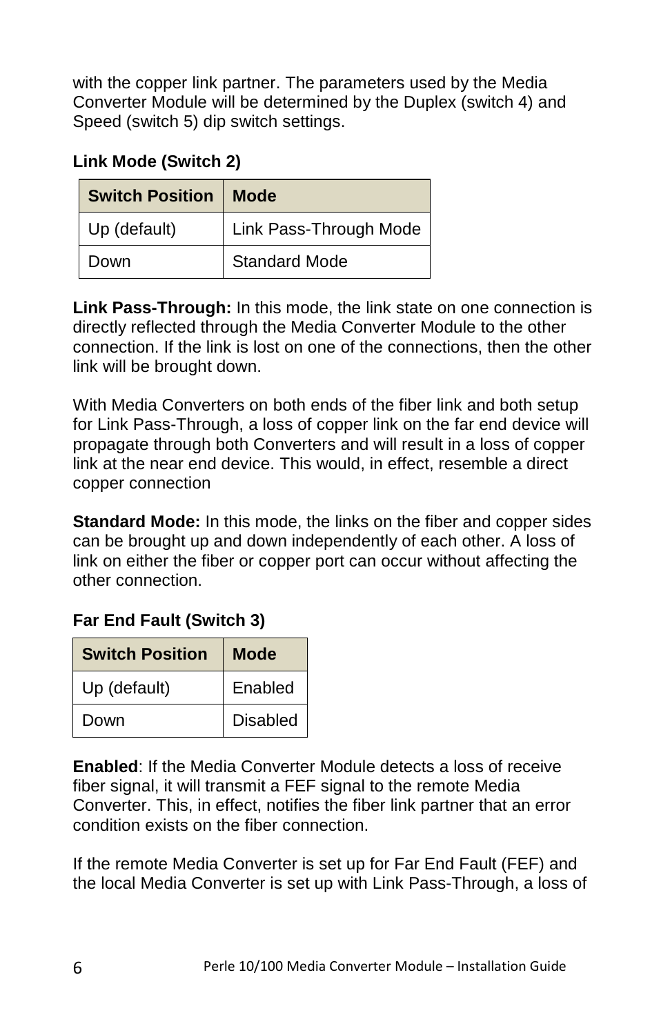with the copper link partner. The parameters used by the Media Converter Module will be determined by the Duplex (switch 4) and Speed (switch 5) dip switch settings.

**Link Mode (Switch 2)**

| Switch Position | Mode |
|---|---|
| Up (default) | Link Pass-Through Mode |
| Down | Standard Mode |

**Link Pass-Through:** In this mode, the link state on one connection is directly reflected through the Media Converter Module to the other connection. If the link is lost on one of the connections, then the other link will be brought down.

With Media Converters on both ends of the fiber link and both setup for Link Pass-Through, a loss of copper link on the far end device will propagate through both Converters and will result in a loss of copper link at the near end device. This would, in effect, resemble a direct copper connection

**Standard Mode:** In this mode, the links on the fiber and copper sides can be brought up and down independently of each other. A loss of link on either the fiber or copper port can occur without affecting the other connection.

**Far End Fault (Switch 3)**

| Switch Position | Mode |
|---|---|
| Up (default) | Enabled |
| Down | Disabled |

**Enabled**: If the Media Converter Module detects a loss of receive fiber signal, it will transmit a FEF signal to the remote Media Converter. This, in effect, notifies the fiber link partner that an error condition exists on the fiber connection.

If the remote Media Converter is set up for Far End Fault (FEF) and the local Media Converter is set up with Link Pass-Through, a loss of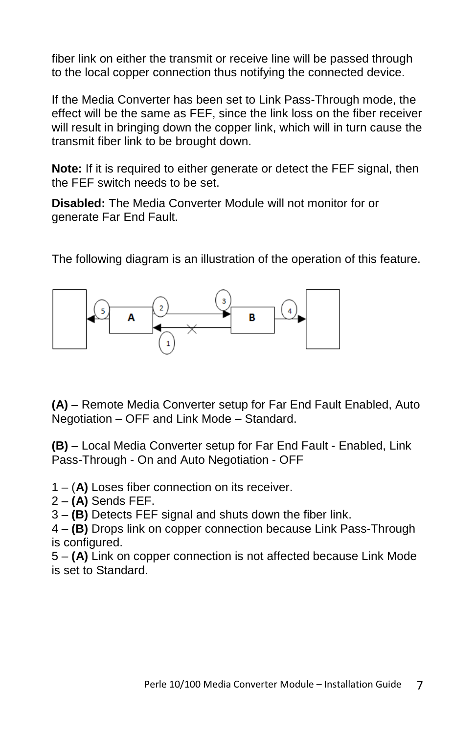fiber link on either the transmit or receive line will be passed through to the local copper connection thus notifying the connected device.

If the Media Converter has been set to Link Pass-Through mode, the effect will be the same as FEF, since the link loss on the fiber receiver will result in bringing down the copper link, which will in turn cause the transmit fiber link to be brought down.

**Note:** If it is required to either generate or detect the FEF signal, then the FEF switch needs to be set.

**Disabled:** The Media Converter Module will not monitor for or generate Far End Fault.

The following diagram is an illustration of the operation of this feature.

**(A)** – Remote Media Converter setup for Far End Fault Enabled, Auto Negotiation – OFF and Link Mode – Standard.

**(B)** – Local Media Converter setup for Far End Fault - Enabled, Link Pass-Through - On and Auto Negotiation - OFF

1 – (**A)** Loses fiber connection on its receiver.  
2 – **(A)** Sends FEF.  
3 – **(B)** Detects FEF signal and shuts down the fiber link.  
4 – **(B)** Drops link on copper connection because Link Pass-Through is configured.  
5 – **(A)** Link on copper connection is not affected because Link Mode is set to Standard.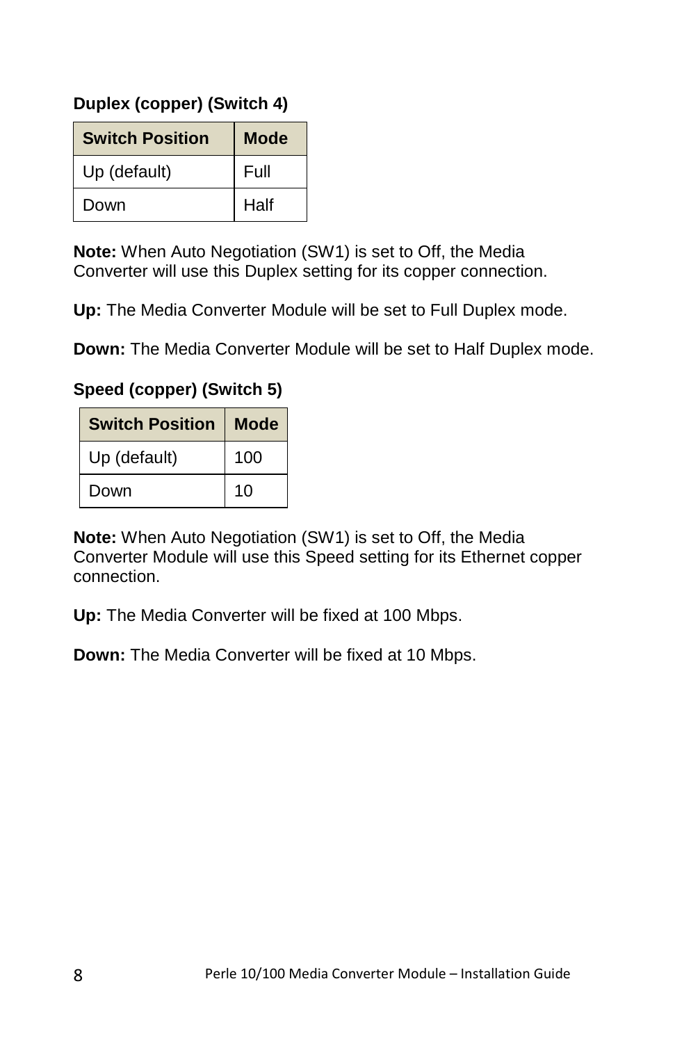**Duplex (copper) (Switch 4)**

| Switch Position | Mode |
|---|---|
| Up (default) | Full |
| Down | Half |

**Note:** When Auto Negotiation (SW1) is set to Off, the Media Converter will use this Duplex setting for its copper connection.

**Up:** The Media Converter Module will be set to Full Duplex mode.

**Down:** The Media Converter Module will be set to Half Duplex mode.

**Speed (copper) (Switch 5)**

| Switch Position | Mode |
|---|---|
| Up (default) | 100 |
| Down | 10 |

**Note:** When Auto Negotiation (SW1) is set to Off, the Media Converter Module will use this Speed setting for its Ethernet copper connection.

**Up:** The Media Converter will be fixed at 100 Mbps.

**Down:** The Media Converter will be fixed at 10 Mbps.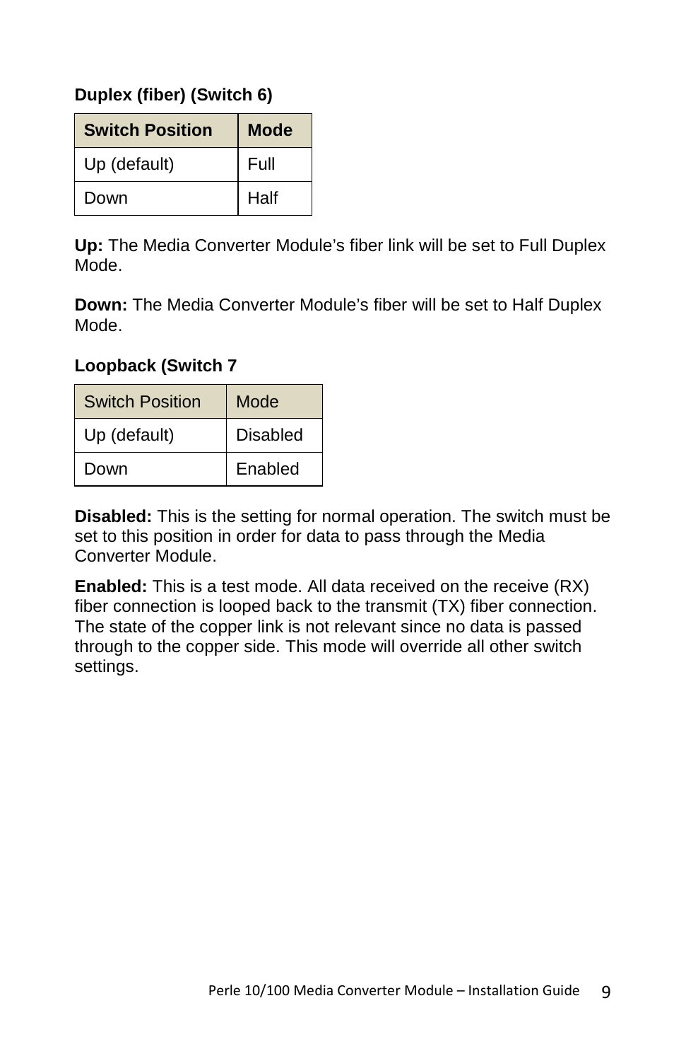**Duplex (fiber) (Switch 6)**

| Switch Position | Mode |
|---|---|
| Up (default) | Full |
| Down | Half |

**Up:** The Media Converter Module's fiber link will be set to Full Duplex Mode.

**Down:** The Media Converter Module's fiber will be set to Half Duplex Mode.

**Loopback (Switch 7**

| Switch Position | Mode |
|---|---|
| Up (default) | Disabled |
| Down | Enabled |

**Disabled:** This is the setting for normal operation. The switch must be set to this position in order for data to pass through the Media Converter Module.

**Enabled:** This is a test mode. All data received on the receive (RX) fiber connection is looped back to the transmit (TX) fiber connection. The state of the copper link is not relevant since no data is passed through to the copper side. This mode will override all other switch settings.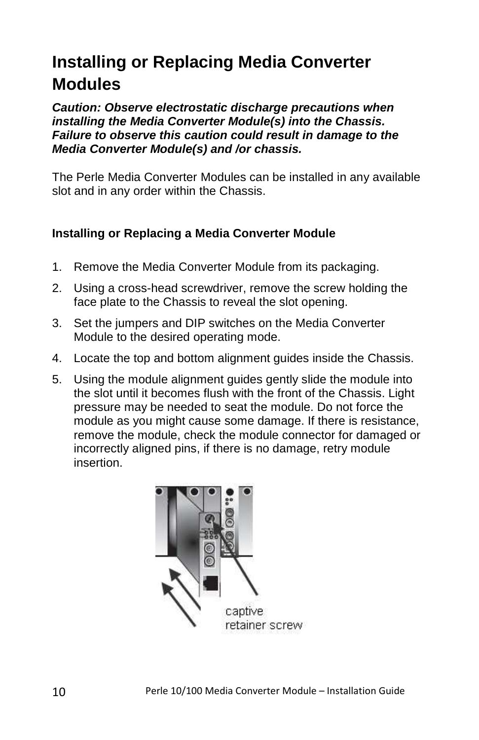# Installing or Replacing Media Converter Modules

***Caution: Observe electrostatic discharge precautions when installing the Media Converter Module(s) into the Chassis. Failure to observe this caution could result in damage to the Media Converter Module(s) and /or chassis.***

The Perle Media Converter Modules can be installed in any available slot and in any order within the Chassis.

### Installing or Replacing a Media Converter Module

1. Remove the Media Converter Module from its packaging.
2. Using a cross-head screwdriver, remove the screw holding the face plate to the Chassis to reveal the slot opening.
3. Set the jumpers and DIP switches on the Media Converter Module to the desired operating mode.
4. Locate the top and bottom alignment guides inside the Chassis.
5. Using the module alignment guides gently slide the module into the slot until it becomes flush with the front of the Chassis. Light pressure may be needed to seat the module. Do not force the module as you might cause some damage. If there is resistance, remove the module, check the module connector for damaged or incorrectly aligned pins, if there is no damage, retry module insertion.

captive retainer screw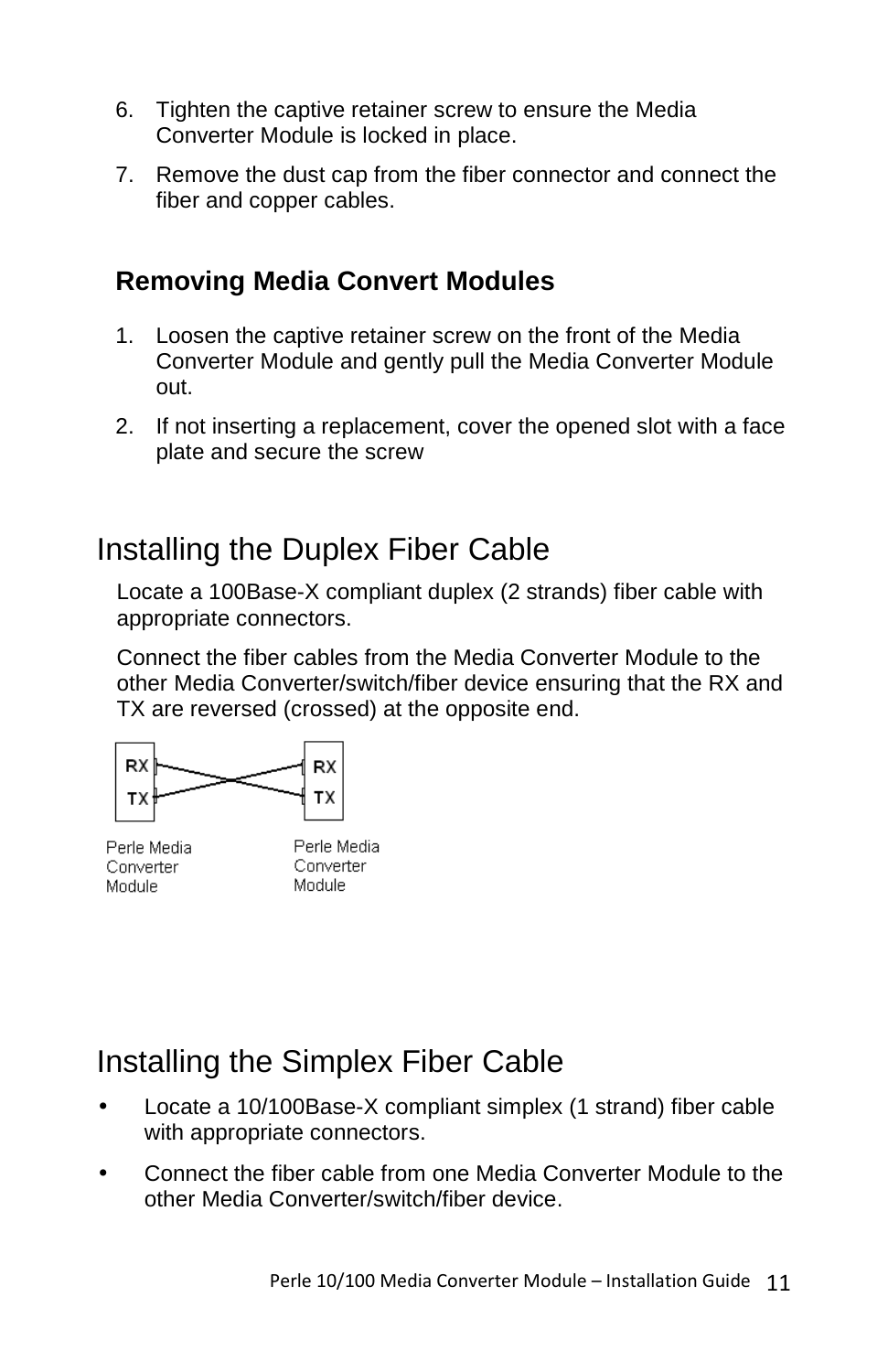6. Tighten the captive retainer screw to ensure the Media Converter Module is locked in place.
7. Remove the dust cap from the fiber connector and connect the fiber and copper cables.

### Removing Media Convert Modules

1. Loosen the captive retainer screw on the front of the Media Converter Module and gently pull the Media Converter Module out.
2. If not inserting a replacement, cover the opened slot with a face plate and secure the screw

## Installing the Duplex Fiber Cable

Locate a 100Base-X compliant duplex (2 strands) fiber cable with appropriate connectors.

Connect the fiber cables from the Media Converter Module to the other Media Converter/switch/fiber device ensuring that the RX and TX are reversed (crossed) at the opposite end.

RX TX RX TX

Perle Media Converter Module    Perle Media Converter Module

## Installing the Simplex Fiber Cable

- Locate a 10/100Base-X compliant simplex (1 strand) fiber cable with appropriate connectors.
- Connect the fiber cable from one Media Converter Module to the other Media Converter/switch/fiber device.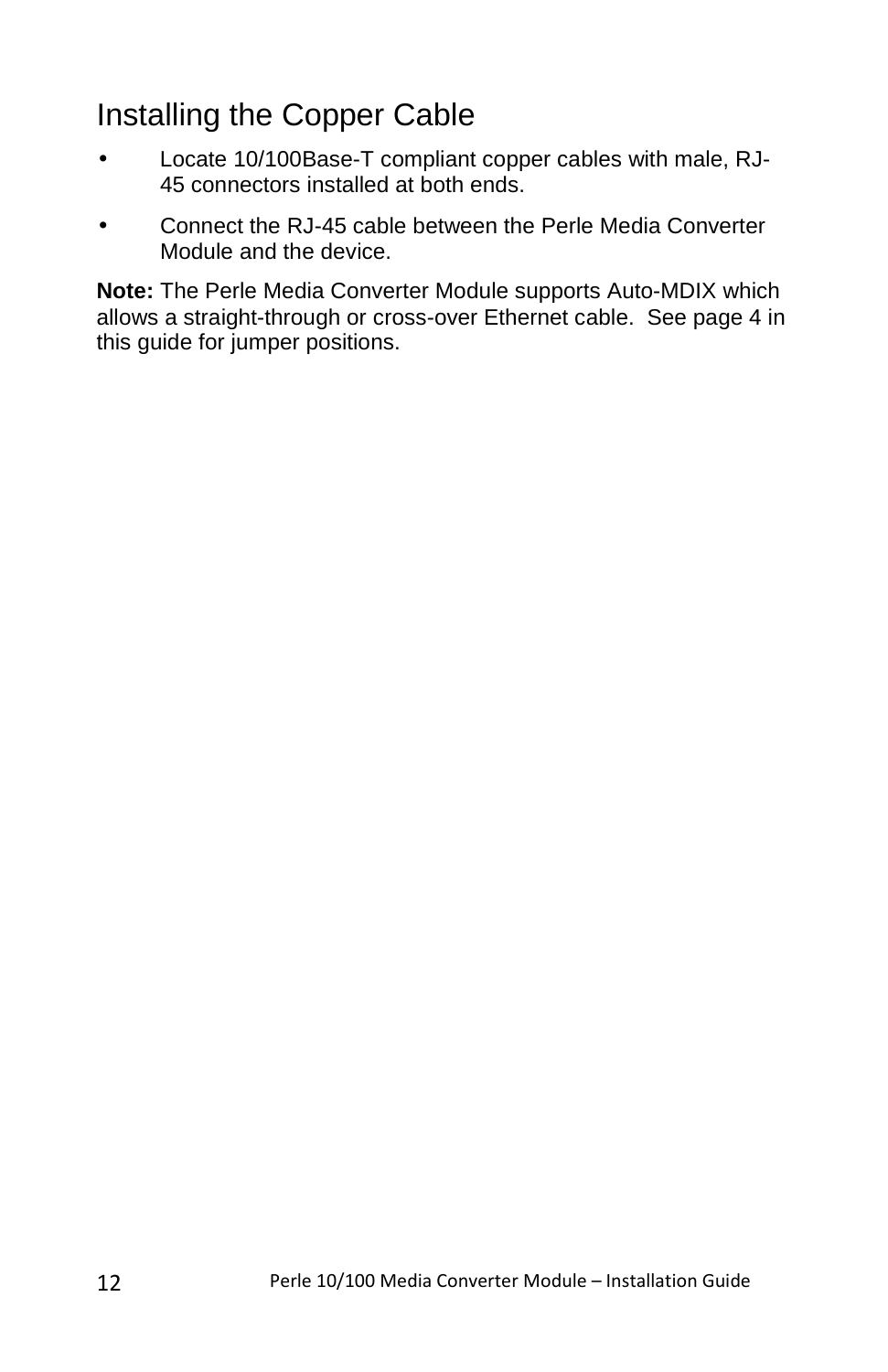## Installing the Copper Cable

- Locate 10/100Base-T compliant copper cables with male, RJ-45 connectors installed at both ends.
- Connect the RJ-45 cable between the Perle Media Converter Module and the device.

**Note:** The Perle Media Converter Module supports Auto-MDIX which allows a straight-through or cross-over Ethernet cable. See page 4 in this guide for jumper positions.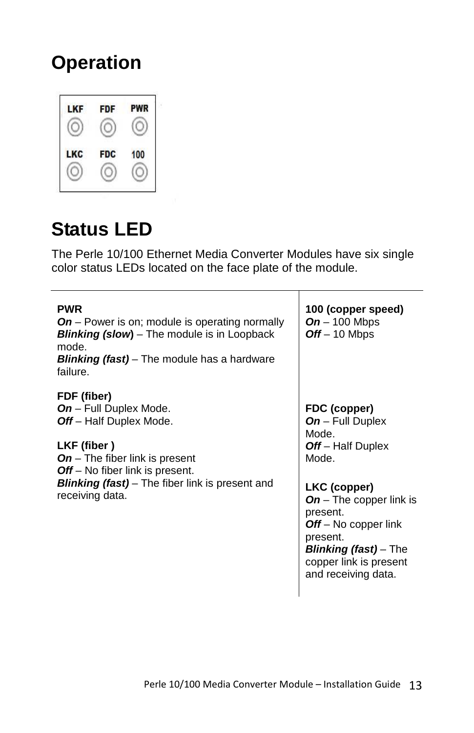# Operation

# Status LED

The Perle 10/100 Ethernet Media Converter Modules have six single color status LEDs located on the face plate of the module.

| | |
|---|---|
| **PWR**<br>***On*** – Power is on; module is operating normally<br>***Blinking (slow)*** – The module is in Loopback mode.<br>***Blinking (fast)*** – The module has a hardware failure.<br><br>**FDF (fiber)**<br>***On*** – Full Duplex Mode.<br>***Off*** – Half Duplex Mode.<br><br>**LKF (fiber )**<br>***On*** – The fiber link is present<br>***Off*** – No fiber link is present.<br>***Blinking (fast)*** – The fiber link is present and receiving data. | **100 (copper speed)**<br>***On*** – 100 Mbps<br>***Off*** – 10 Mbps<br><br>**FDC (copper)**<br>***On*** – Full Duplex Mode.<br>***Off*** – Half Duplex Mode.<br><br>**LKC (copper)**<br>***On*** – The copper link is present.<br>***Off*** – No copper link present.<br>***Blinking (fast)*** – The copper link is present and receiving data. |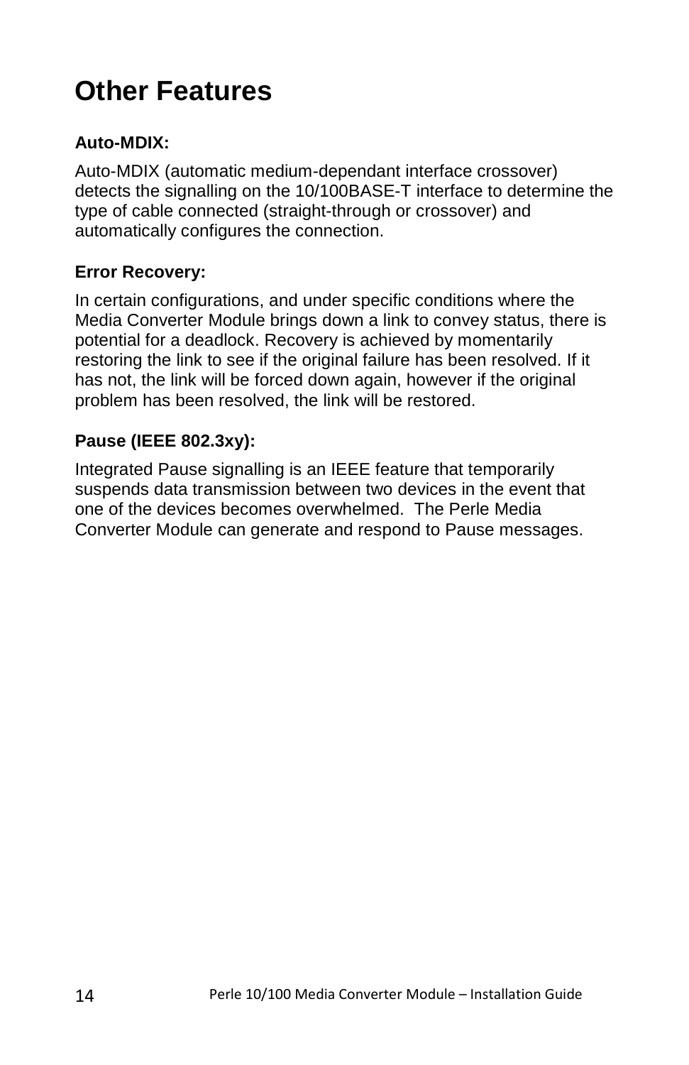# Other Features

**Auto-MDIX:**

Auto-MDIX (automatic medium-dependant interface crossover) detects the signalling on the 10/100BASE-T interface to determine the type of cable connected (straight-through or crossover) and automatically configures the connection.

**Error Recovery:**

In certain configurations, and under specific conditions where the Media Converter Module brings down a link to convey status, there is potential for a deadlock. Recovery is achieved by momentarily restoring the link to see if the original failure has been resolved. If it has not, the link will be forced down again, however if the original problem has been resolved, the link will be restored.

**Pause (IEEE 802.3xy):**

Integrated Pause signalling is an IEEE feature that temporarily suspends data transmission between two devices in the event that one of the devices becomes overwhelmed. The Perle Media Converter Module can generate and respond to Pause messages.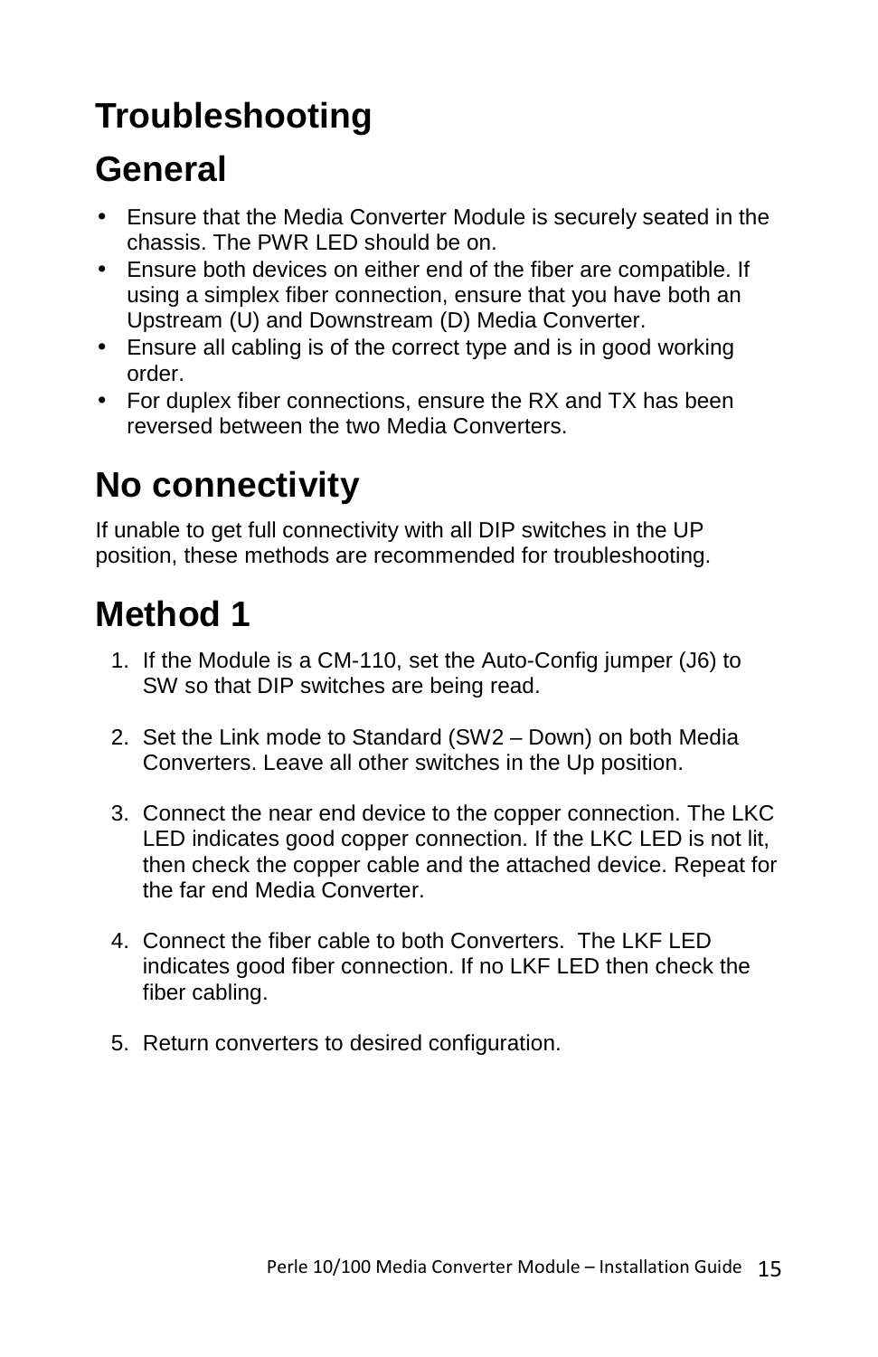# Troubleshooting

## General

- Ensure that the Media Converter Module is securely seated in the chassis. The PWR LED should be on.
- Ensure both devices on either end of the fiber are compatible. If using a simplex fiber connection, ensure that you have both an Upstream (U) and Downstream (D) Media Converter.
- Ensure all cabling is of the correct type and is in good working order.
- For duplex fiber connections, ensure the RX and TX has been reversed between the two Media Converters.

## No connectivity

If unable to get full connectivity with all DIP switches in the UP position, these methods are recommended for troubleshooting.

## Method 1

1. If the Module is a CM-110, set the Auto-Config jumper (J6) to SW so that DIP switches are being read.

2. Set the Link mode to Standard (SW2 – Down) on both Media Converters. Leave all other switches in the Up position.

3. Connect the near end device to the copper connection. The LKC LED indicates good copper connection. If the LKC LED is not lit, then check the copper cable and the attached device. Repeat for the far end Media Converter.

4. Connect the fiber cable to both Converters. The LKF LED indicates good fiber connection. If no LKF LED then check the fiber cabling.

5. Return converters to desired configuration.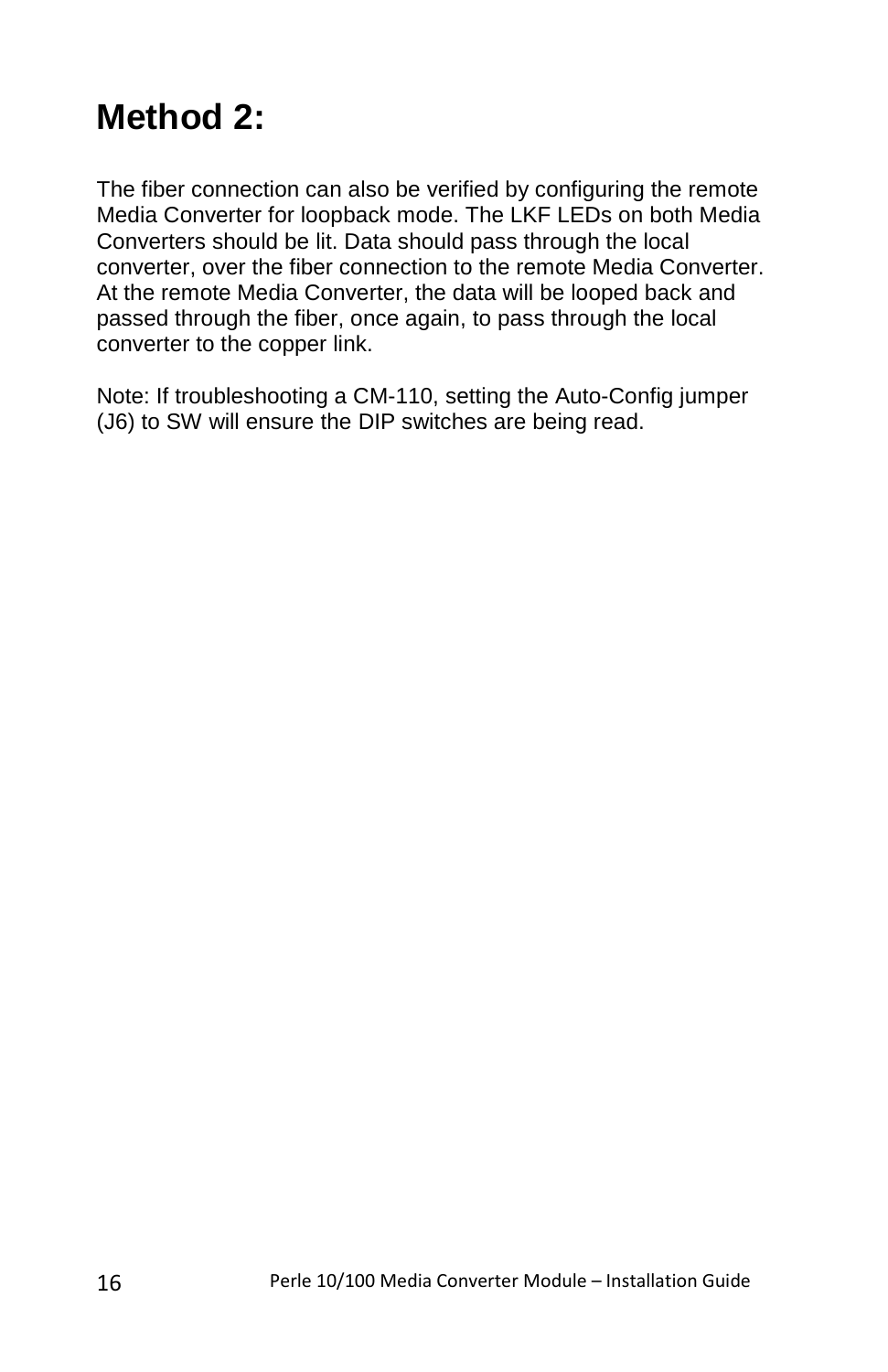# Method 2:

The fiber connection can also be verified by configuring the remote Media Converter for loopback mode. The LKF LEDs on both Media Converters should be lit. Data should pass through the local converter, over the fiber connection to the remote Media Converter. At the remote Media Converter, the data will be looped back and passed through the fiber, once again, to pass through the local converter to the copper link.

Note: If troubleshooting a CM-110, setting the Auto-Config jumper (J6) to SW will ensure the DIP switches are being read.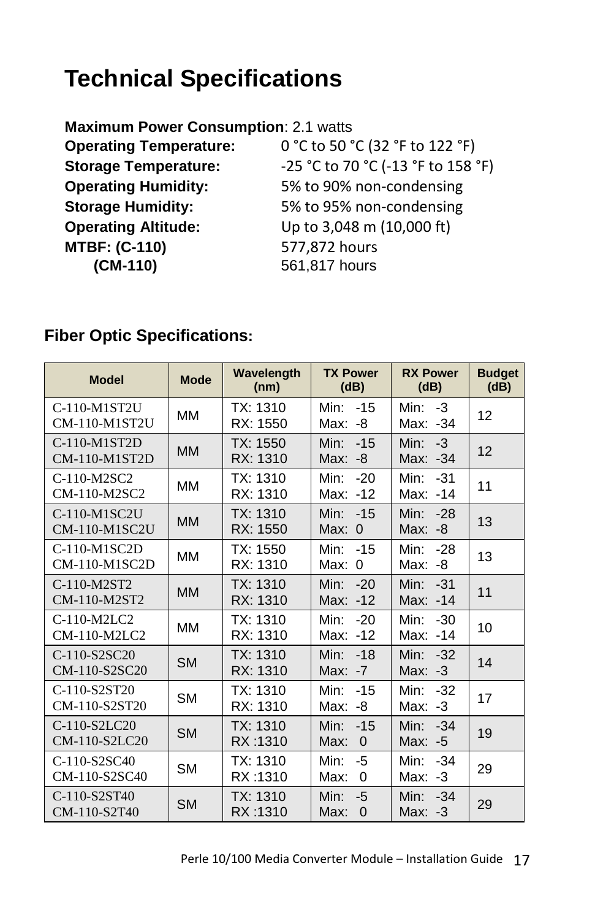# Technical Specifications

**Maximum Power Consumption**: 2.1 watts
**Operating Temperature:** 0 °C to 50 °C (32 °F to 122 °F)
**Storage Temperature:** -25 °C to 70 °C (-13 °F to 158 °F)
**Operating Humidity:** 5% to 90% non-condensing
**Storage Humidity:** 5% to 95% non-condensing
**Operating Altitude:** Up to 3,048 m (10,000 ft)
**MTBF: (C-110)** 577,872 hours
**(CM-110)** 561,817 hours

## Fiber Optic Specifications:

| Model | Mode | Wavelength (nm) | TX Power (dB) | RX Power (dB) | Budget (dB) |
|---|---|---|---|---|---|
| C-110-M1ST2U<br>CM-110-M1ST2U | MM | TX: 1310<br>RX: 1550 | Min: -15<br>Max: -8 | Min: -3<br>Max: -34 | 12 |
| C-110-M1ST2D<br>CM-110-M1ST2D | MM | TX: 1550<br>RX: 1310 | Min: -15<br>Max: -8 | Min: -3<br>Max: -34 | 12 |
| C-110-M2SC2<br>CM-110-M2SC2 | MM | TX: 1310<br>RX: 1310 | Min: -20<br>Max: -12 | Min: -31<br>Max: -14 | 11 |
| C-110-M1SC2U<br>CM-110-M1SC2U | MM | TX: 1310<br>RX: 1550 | Min: -15<br>Max: 0 | Min: -28<br>Max: -8 | 13 |
| C-110-M1SC2D<br>CM-110-M1SC2D | MM | TX: 1550<br>RX: 1310 | Min: -15<br>Max: 0 | Min: -28<br>Max: -8 | 13 |
| C-110-M2ST2<br>CM-110-M2ST2 | MM | TX: 1310<br>RX: 1310 | Min: -20<br>Max: -12 | Min: -31<br>Max: -14 | 11 |
| C-110-M2LC2<br>CM-110-M2LC2 | MM | TX: 1310<br>RX: 1310 | Min: -20<br>Max: -12 | Min: -30<br>Max: -14 | 10 |
| C-110-S2SC20<br>CM-110-S2SC20 | SM | TX: 1310<br>RX: 1310 | Min: -18<br>Max: -7 | Min: -32<br>Max: -3 | 14 |
| C-110-S2ST20<br>CM-110-S2ST20 | SM | TX: 1310<br>RX: 1310 | Min: -15<br>Max: -8 | Min: -32<br>Max: -3 | 17 |
| C-110-S2LC20<br>CM-110-S2LC20 | SM | TX: 1310<br>RX :1310 | Min: -15<br>Max: 0 | Min: -34<br>Max: -5 | 19 |
| C-110-S2SC40<br>CM-110-S2SC40 | SM | TX: 1310<br>RX :1310 | Min: -5<br>Max: 0 | Min: -34<br>Max: -3 | 29 |
| C-110-S2ST40<br>CM-110-S2T40 | SM | TX: 1310<br>RX :1310 | Min: -5<br>Max: 0 | Min: -34<br>Max: -3 | 29 |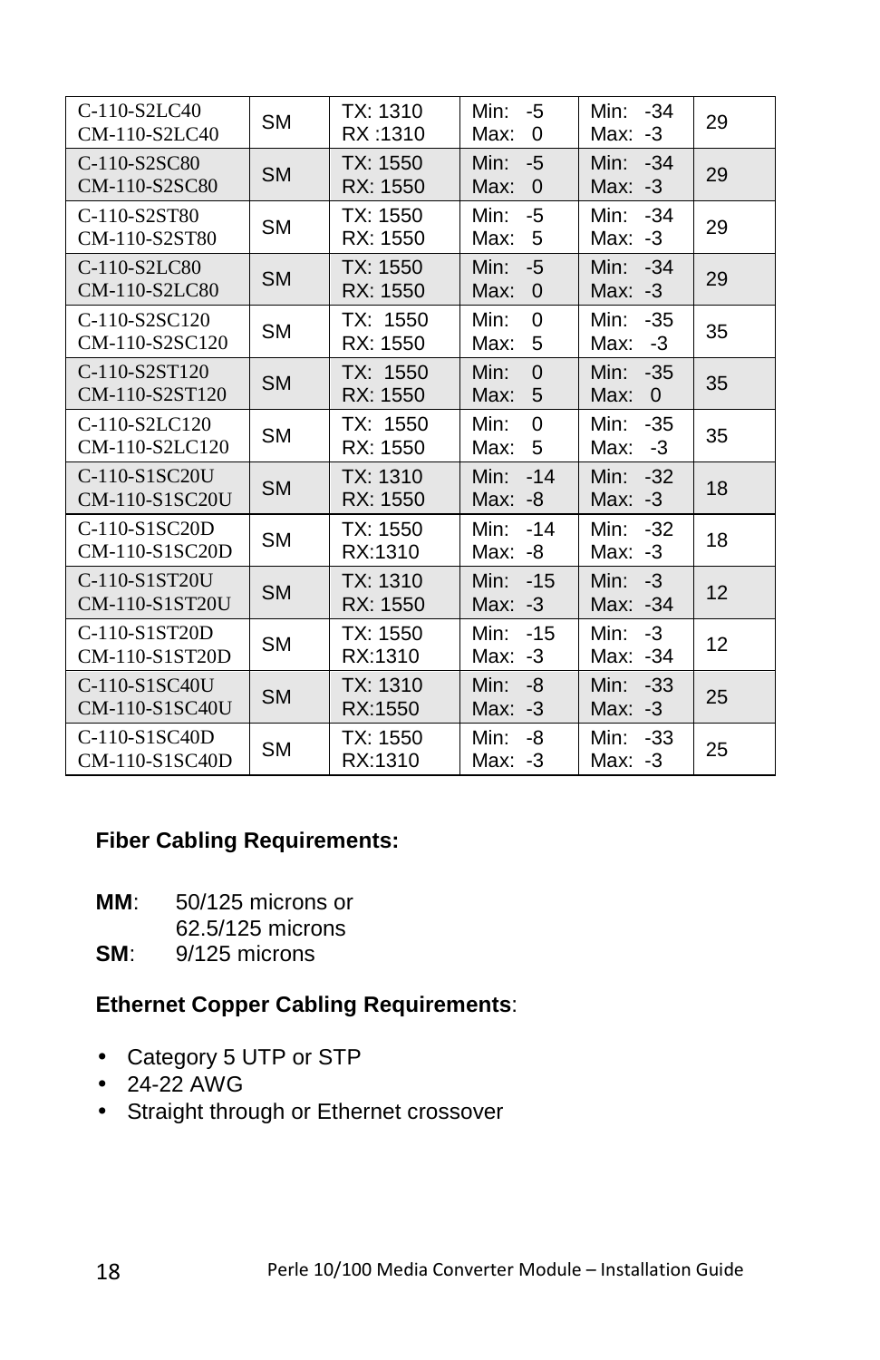| | | | | | |
|---|---|---|---|---|---|
| C-110-S2LC40<br>CM-110-S2LC40 | SM | TX: 1310<br>RX :1310 | Min: -5<br>Max: 0 | Min: -34<br>Max: -3 | 29 |
| C-110-S2SC80<br>CM-110-S2SC80 | SM | TX: 1550<br>RX: 1550 | Min: -5<br>Max: 0 | Min: -34<br>Max: -3 | 29 |
| C-110-S2ST80<br>CM-110-S2ST80 | SM | TX: 1550<br>RX: 1550 | Min: -5<br>Max: 5 | Min: -34<br>Max: -3 | 29 |
| C-110-S2LC80<br>CM-110-S2LC80 | SM | TX: 1550<br>RX: 1550 | Min: -5<br>Max: 0 | Min: -34<br>Max: -3 | 29 |
| C-110-S2SC120<br>CM-110-S2SC120 | SM | TX: 1550<br>RX: 1550 | Min: 0<br>Max: 5 | Min: -35<br>Max: -3 | 35 |
| C-110-S2ST120<br>CM-110-S2ST120 | SM | TX: 1550<br>RX: 1550 | Min: 0<br>Max: 5 | Min: -35<br>Max: 0 | 35 |
| C-110-S2LC120<br>CM-110-S2LC120 | SM | TX: 1550<br>RX: 1550 | Min: 0<br>Max: 5 | Min: -35<br>Max: -3 | 35 |
| C-110-S1SC20U<br>CM-110-S1SC20U | SM | TX: 1310<br>RX: 1550 | Min: -14<br>Max: -8 | Min: -32<br>Max: -3 | 18 |
| C-110-S1SC20D<br>CM-110-S1SC20D | SM | TX: 1550<br>RX:1310 | Min: -14<br>Max: -8 | Min: -32<br>Max: -3 | 18 |
| C-110-S1ST20U<br>CM-110-S1ST20U | SM | TX: 1310<br>RX: 1550 | Min: -15<br>Max: -3 | Min: -3<br>Max: -34 | 12 |
| C-110-S1ST20D<br>CM-110-S1ST20D | SM | TX: 1550<br>RX:1310 | Min: -15<br>Max: -3 | Min: -3<br>Max: -34 | 12 |
| C-110-S1SC40U<br>CM-110-S1SC40U | SM | TX: 1310<br>RX:1550 | Min: -8<br>Max: -3 | Min: -33<br>Max: -3 | 25 |
| C-110-S1SC40D<br>CM-110-S1SC40D | SM | TX: 1550<br>RX:1310 | Min: -8<br>Max: -3 | Min: -33<br>Max: -3 | 25 |

**Fiber Cabling Requirements:**

**MM**: 50/125 microns or 62.5/125 microns
**SM**: 9/125 microns

**Ethernet Copper Cabling Requirements**:

- Category 5 UTP or STP
- 24-22 AWG
- Straight through or Ethernet crossover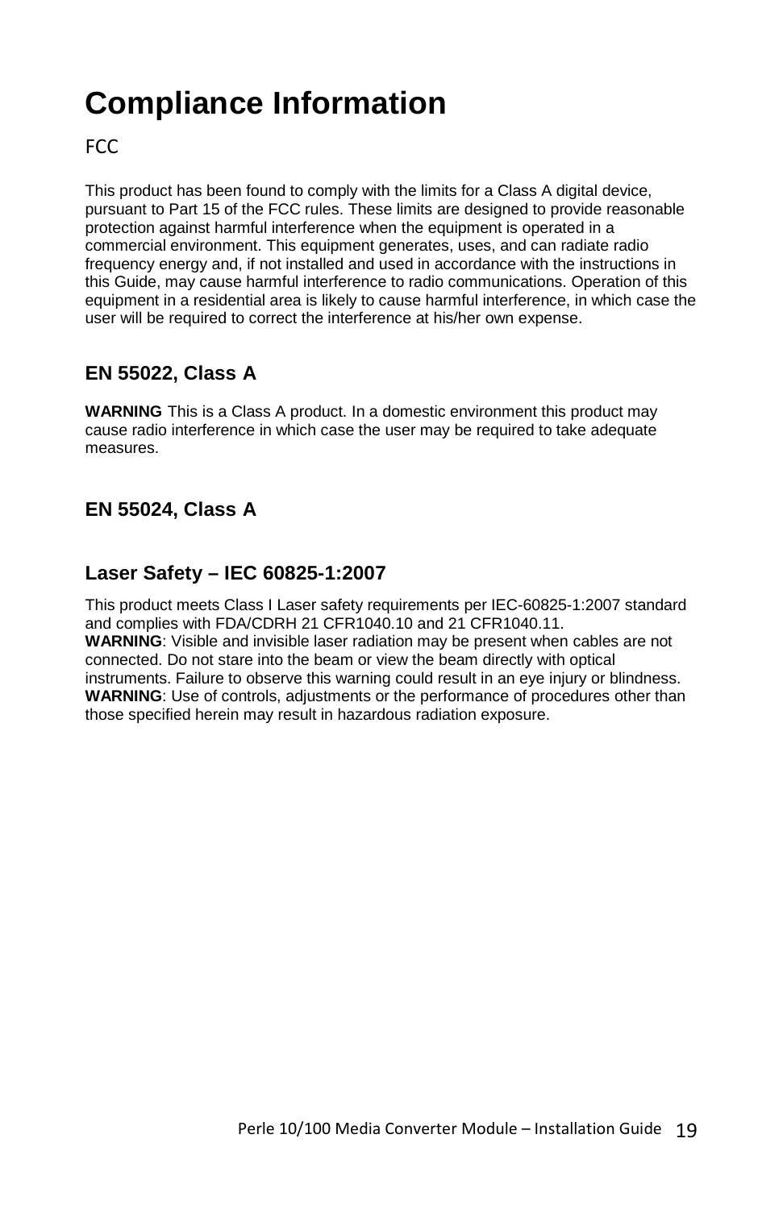# Compliance Information

FCC

This product has been found to comply with the limits for a Class A digital device, pursuant to Part 15 of the FCC rules. These limits are designed to provide reasonable protection against harmful interference when the equipment is operated in a commercial environment. This equipment generates, uses, and can radiate radio frequency energy and, if not installed and used in accordance with the instructions in this Guide, may cause harmful interference to radio communications. Operation of this equipment in a residential area is likely to cause harmful interference, in which case the user will be required to correct the interference at his/her own expense.

### EN 55022, Class A

**WARNING** This is a Class A product. In a domestic environment this product may cause radio interference in which case the user may be required to take adequate measures.

### EN 55024, Class A

### Laser Safety – IEC 60825-1:2007

This product meets Class I Laser safety requirements per IEC-60825-1:2007 standard and complies with FDA/CDRH 21 CFR1040.10 and 21 CFR1040.11.
**WARNING**: Visible and invisible laser radiation may be present when cables are not connected. Do not stare into the beam or view the beam directly with optical instruments. Failure to observe this warning could result in an eye injury or blindness.
**WARNING**: Use of controls, adjustments or the performance of procedures other than those specified herein may result in hazardous radiation exposure.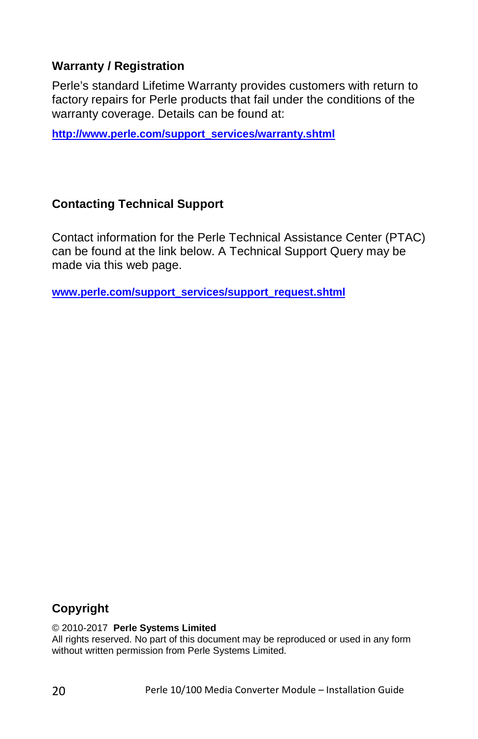## Warranty / Registration

Perle's standard Lifetime Warranty provides customers with return to factory repairs for Perle products that fail under the conditions of the warranty coverage. Details can be found at:

**http://www.perle.com/support_services/warranty.shtml**

## Contacting Technical Support

Contact information for the Perle Technical Assistance Center (PTAC) can be found at the link below. A Technical Support Query may be made via this web page.

**www.perle.com/support_services/support_request.shtml**

## Copyright

© 2010-2017 **Perle Systems Limited**
All rights reserved. No part of this document may be reproduced or used in any form without written permission from Perle Systems Limited.